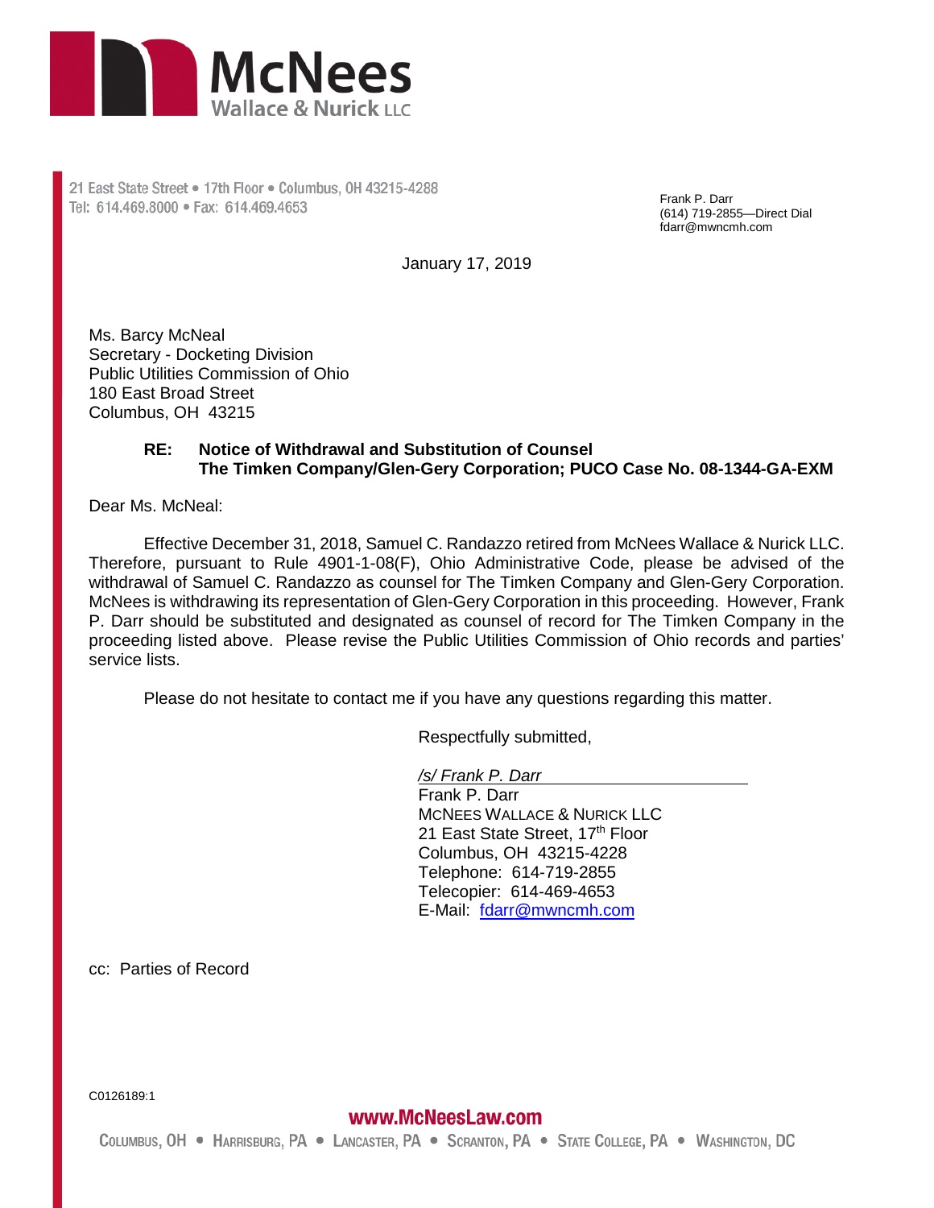McNees Wallace & Nurick LLC

21 East State Street • 17th Floor • Columbus, OH 43215-4288
Tel: 614.469.8000 • Fax: 614.469.4653

Frank P. Darr
(614) 719-2855—Direct Dial
fdarr@mwncmh.com

January 17, 2019

Ms. Barcy McNeal
Secretary - Docketing Division
Public Utilities Commission of Ohio
180 East Broad Street
Columbus, OH 43215

**RE: Notice of Withdrawal and Substitution of Counsel**
**The Timken Company/Glen-Gery Corporation; PUCO Case No. 08-1344-GA-EXM**

Dear Ms. McNeal:

Effective December 31, 2018, Samuel C. Randazzo retired from McNees Wallace & Nurick LLC. Therefore, pursuant to Rule 4901-1-08(F), Ohio Administrative Code, please be advised of the withdrawal of Samuel C. Randazzo as counsel for The Timken Company and Glen-Gery Corporation. McNees is withdrawing its representation of Glen-Gery Corporation in this proceeding. However, Frank P. Darr should be substituted and designated as counsel of record for The Timken Company in the proceeding listed above. Please revise the Public Utilities Commission of Ohio records and parties' service lists.

Please do not hesitate to contact me if you have any questions regarding this matter.

Respectfully submitted,

*/s/ Frank P. Darr*
Frank P. Darr
McNEES WALLACE & NURICK LLC
21 East State Street, 17th Floor
Columbus, OH 43215-4228
Telephone: 614-719-2855
Telecopier: 614-469-4653
E-Mail: fdarr@mwncmh.com

cc: Parties of Record

C0126189:1

www.McNeesLaw.com

COLUMBUS, OH • HARRISBURG, PA • LANCASTER, PA • SCRANTON, PA • STATE COLLEGE, PA • WASHINGTON, DC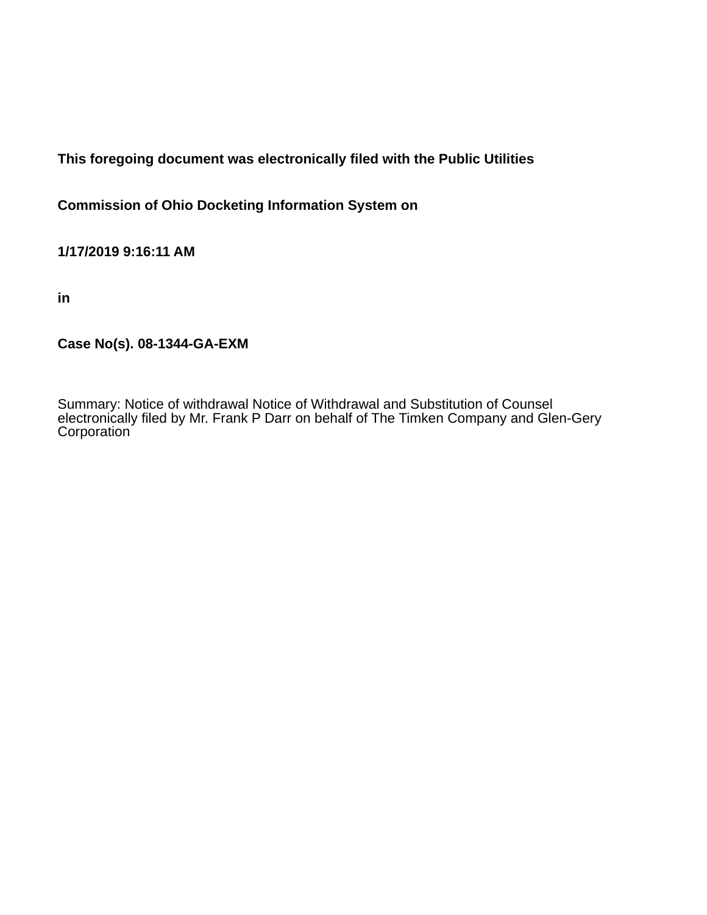**This foregoing document was electronically filed with the Public Utilities**

**Commission of Ohio Docketing Information System on**

**1/17/2019 9:16:11 AM**

**in**

**Case No(s). 08-1344-GA-EXM**

Summary: Notice of withdrawal Notice of Withdrawal and Substitution of Counsel electronically filed by Mr. Frank P Darr on behalf of The Timken Company and Glen-Gery Corporation